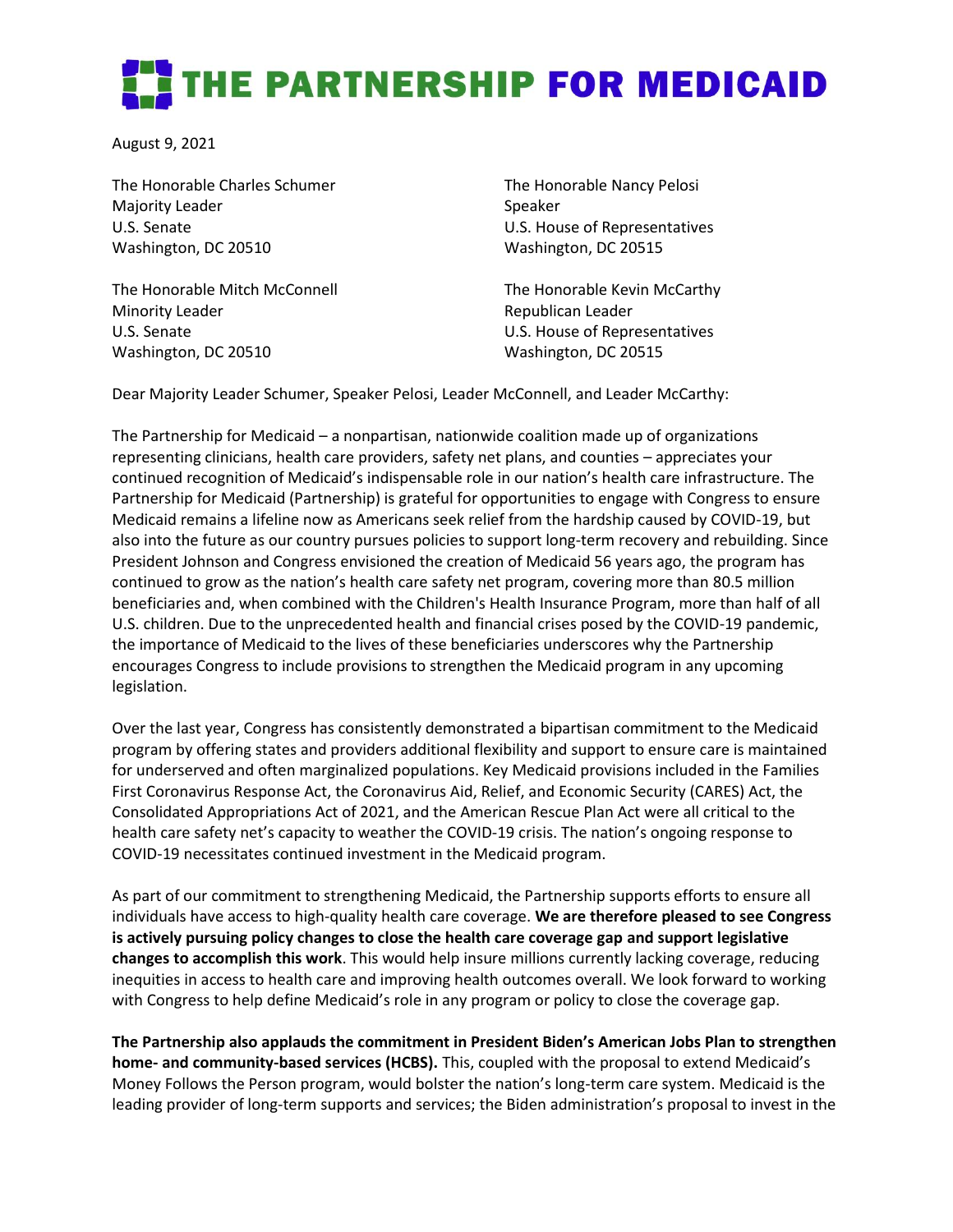# THE PARTNERSHIP FOR MEDICAID

August 9, 2021

The Honorable Charles Schumer
Majority Leader
U.S. Senate
Washington, DC 20510

The Honorable Nancy Pelosi
Speaker
U.S. House of Representatives
Washington, DC 20515

The Honorable Mitch McConnell
Minority Leader
U.S. Senate
Washington, DC 20510

The Honorable Kevin McCarthy
Republican Leader
U.S. House of Representatives
Washington, DC 20515

Dear Majority Leader Schumer, Speaker Pelosi, Leader McConnell, and Leader McCarthy:

The Partnership for Medicaid – a nonpartisan, nationwide coalition made up of organizations representing clinicians, health care providers, safety net plans, and counties – appreciates your continued recognition of Medicaid's indispensable role in our nation's health care infrastructure. The Partnership for Medicaid (Partnership) is grateful for opportunities to engage with Congress to ensure Medicaid remains a lifeline now as Americans seek relief from the hardship caused by COVID-19, but also into the future as our country pursues policies to support long-term recovery and rebuilding. Since President Johnson and Congress envisioned the creation of Medicaid 56 years ago, the program has continued to grow as the nation's health care safety net program, covering more than 80.5 million beneficiaries and, when combined with the Children's Health Insurance Program, more than half of all U.S. children. Due to the unprecedented health and financial crises posed by the COVID-19 pandemic, the importance of Medicaid to the lives of these beneficiaries underscores why the Partnership encourages Congress to include provisions to strengthen the Medicaid program in any upcoming legislation.

Over the last year, Congress has consistently demonstrated a bipartisan commitment to the Medicaid program by offering states and providers additional flexibility and support to ensure care is maintained for underserved and often marginalized populations. Key Medicaid provisions included in the Families First Coronavirus Response Act, the Coronavirus Aid, Relief, and Economic Security (CARES) Act, the Consolidated Appropriations Act of 2021, and the American Rescue Plan Act were all critical to the health care safety net's capacity to weather the COVID-19 crisis. The nation's ongoing response to COVID-19 necessitates continued investment in the Medicaid program.

As part of our commitment to strengthening Medicaid, the Partnership supports efforts to ensure all individuals have access to high-quality health care coverage. **We are therefore pleased to see Congress is actively pursuing policy changes to close the health care coverage gap and support legislative changes to accomplish this work**. This would help insure millions currently lacking coverage, reducing inequities in access to health care and improving health outcomes overall. We look forward to working with Congress to help define Medicaid's role in any program or policy to close the coverage gap.

**The Partnership also applauds the commitment in President Biden's American Jobs Plan to strengthen home- and community-based services (HCBS).** This, coupled with the proposal to extend Medicaid's Money Follows the Person program, would bolster the nation's long-term care system. Medicaid is the leading provider of long-term supports and services; the Biden administration's proposal to invest in the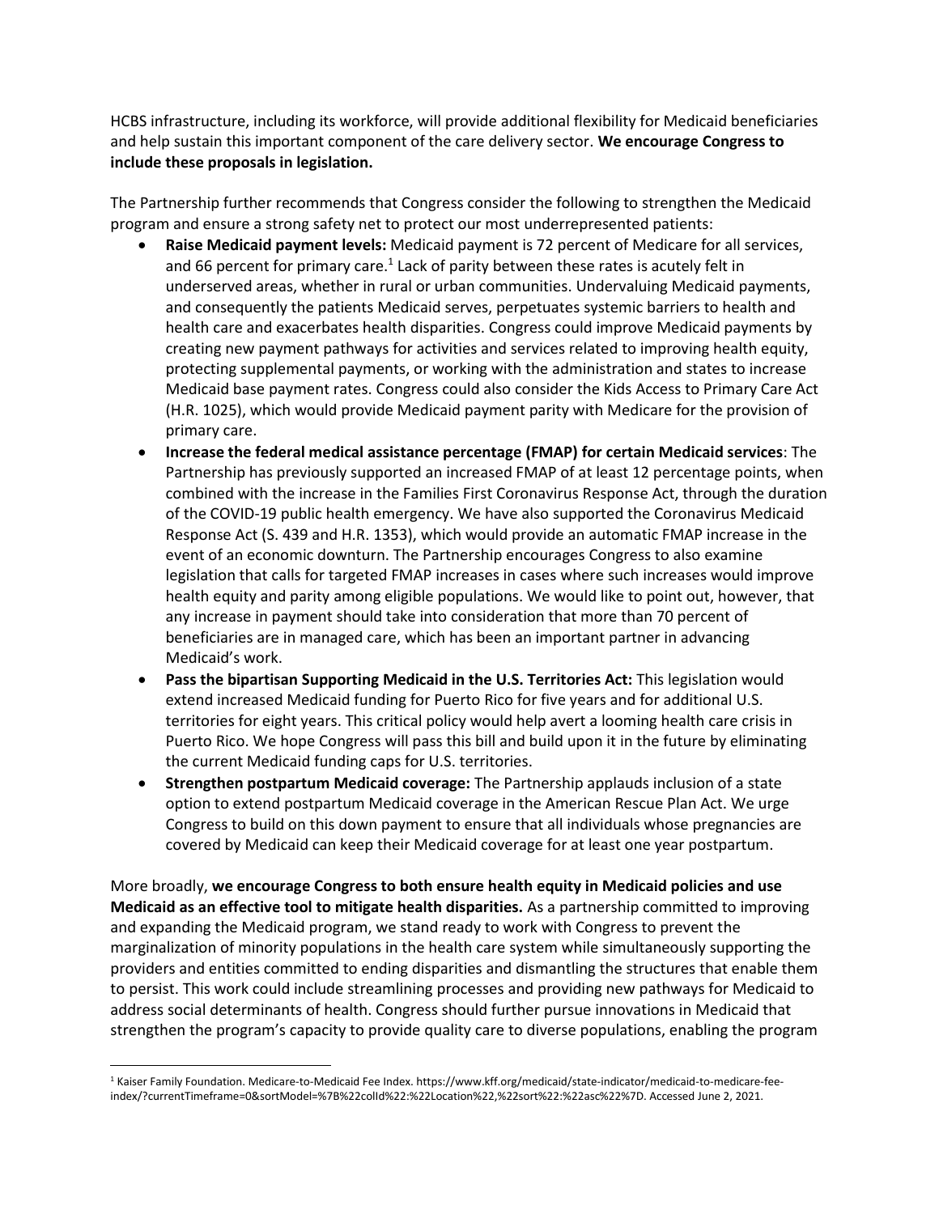HCBS infrastructure, including its workforce, will provide additional flexibility for Medicaid beneficiaries and help sustain this important component of the care delivery sector. **We encourage Congress to include these proposals in legislation.**

The Partnership further recommends that Congress consider the following to strengthen the Medicaid program and ensure a strong safety net to protect our most underrepresented patients:

- **Raise Medicaid payment levels:** Medicaid payment is 72 percent of Medicare for all services, and 66 percent for primary care.[1] Lack of parity between these rates is acutely felt in underserved areas, whether in rural or urban communities. Undervaluing Medicaid payments, and consequently the patients Medicaid serves, perpetuates systemic barriers to health and health care and exacerbates health disparities. Congress could improve Medicaid payments by creating new payment pathways for activities and services related to improving health equity, protecting supplemental payments, or working with the administration and states to increase Medicaid base payment rates. Congress could also consider the Kids Access to Primary Care Act (H.R. 1025), which would provide Medicaid payment parity with Medicare for the provision of primary care.
- **Increase the federal medical assistance percentage (FMAP) for certain Medicaid services**: The Partnership has previously supported an increased FMAP of at least 12 percentage points, when combined with the increase in the Families First Coronavirus Response Act, through the duration of the COVID-19 public health emergency. We have also supported the Coronavirus Medicaid Response Act (S. 439 and H.R. 1353), which would provide an automatic FMAP increase in the event of an economic downturn. The Partnership encourages Congress to also examine legislation that calls for targeted FMAP increases in cases where such increases would improve health equity and parity among eligible populations. We would like to point out, however, that any increase in payment should take into consideration that more than 70 percent of beneficiaries are in managed care, which has been an important partner in advancing Medicaid's work.
- **Pass the bipartisan Supporting Medicaid in the U.S. Territories Act:** This legislation would extend increased Medicaid funding for Puerto Rico for five years and for additional U.S. territories for eight years. This critical policy would help avert a looming health care crisis in Puerto Rico. We hope Congress will pass this bill and build upon it in the future by eliminating the current Medicaid funding caps for U.S. territories.
- **Strengthen postpartum Medicaid coverage:** The Partnership applauds inclusion of a state option to extend postpartum Medicaid coverage in the American Rescue Plan Act. We urge Congress to build on this down payment to ensure that all individuals whose pregnancies are covered by Medicaid can keep their Medicaid coverage for at least one year postpartum.

More broadly, **we encourage Congress to both ensure health equity in Medicaid policies and use Medicaid as an effective tool to mitigate health disparities.** As a partnership committed to improving and expanding the Medicaid program, we stand ready to work with Congress to prevent the marginalization of minority populations in the health care system while simultaneously supporting the providers and entities committed to ending disparities and dismantling the structures that enable them to persist. This work could include streamlining processes and providing new pathways for Medicaid to address social determinants of health. Congress should further pursue innovations in Medicaid that strengthen the program's capacity to provide quality care to diverse populations, enabling the program

[1] Kaiser Family Foundation. Medicare-to-Medicaid Fee Index. https://www.kff.org/medicaid/state-indicator/medicaid-to-medicare-fee-index/?currentTimeframe=0&sortModel=%7B%22colId%22:%22Location%22,%22sort%22:%22asc%22%7D. Accessed June 2, 2021.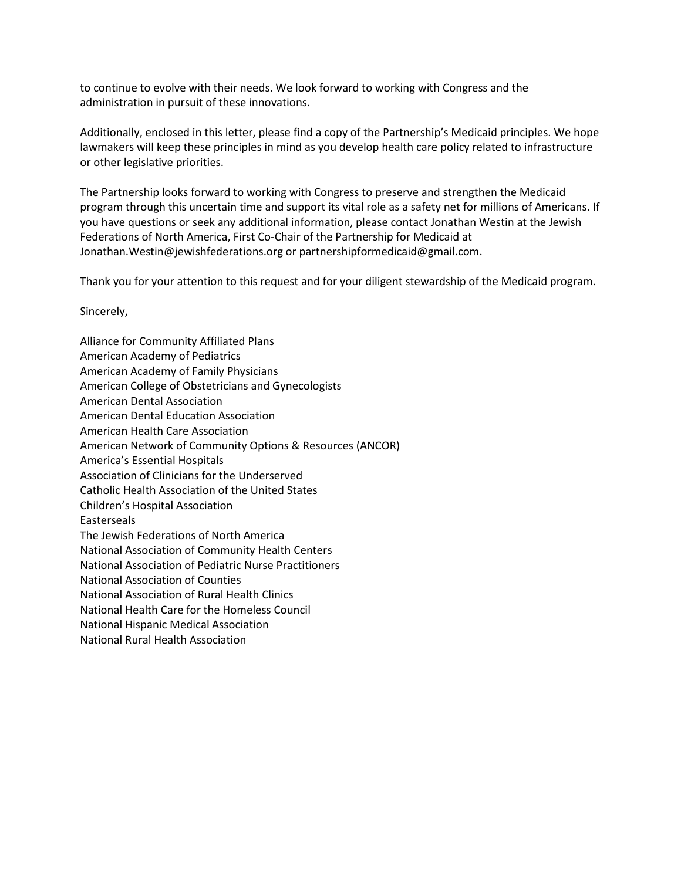to continue to evolve with their needs. We look forward to working with Congress and the administration in pursuit of these innovations.

Additionally, enclosed in this letter, please find a copy of the Partnership's Medicaid principles. We hope lawmakers will keep these principles in mind as you develop health care policy related to infrastructure or other legislative priorities.

The Partnership looks forward to working with Congress to preserve and strengthen the Medicaid program through this uncertain time and support its vital role as a safety net for millions of Americans. If you have questions or seek any additional information, please contact Jonathan Westin at the Jewish Federations of North America, First Co-Chair of the Partnership for Medicaid at Jonathan.Westin@jewishfederations.org or partnershipformedicaid@gmail.com.

Thank you for your attention to this request and for your diligent stewardship of the Medicaid program.

Sincerely,

Alliance for Community Affiliated Plans
American Academy of Pediatrics
American Academy of Family Physicians
American College of Obstetricians and Gynecologists
American Dental Association
American Dental Education Association
American Health Care Association
American Network of Community Options & Resources (ANCOR)
America's Essential Hospitals
Association of Clinicians for the Underserved
Catholic Health Association of the United States
Children's Hospital Association
Easterseals
The Jewish Federations of North America
National Association of Community Health Centers
National Association of Pediatric Nurse Practitioners
National Association of Counties
National Association of Rural Health Clinics
National Health Care for the Homeless Council
National Hispanic Medical Association
National Rural Health Association